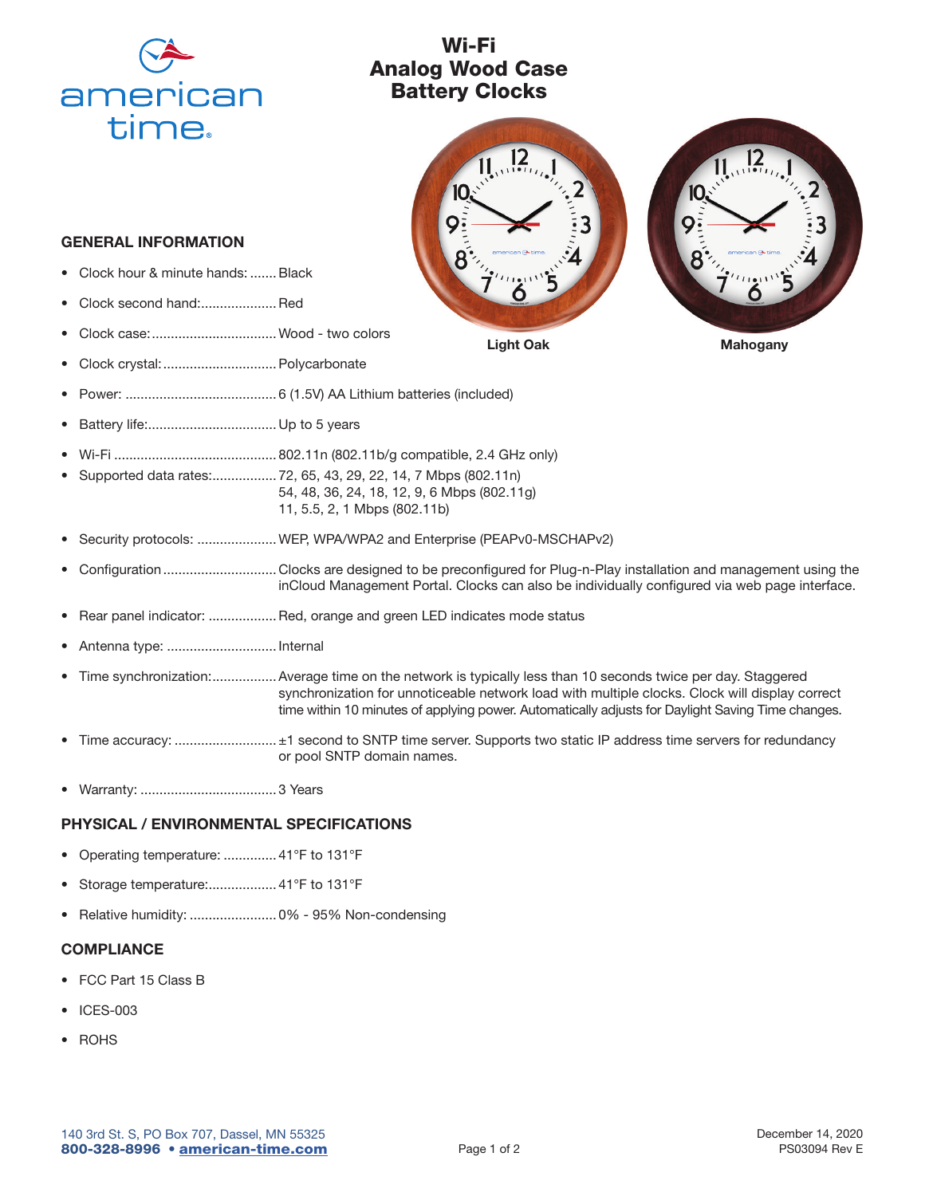american time

# Wi-Fi Analog Wood Case Battery Clocks

Light Oak

Mahogany

## GENERAL INFORMATION

- Clock hour & minute hands: ....... Black
- Clock second hand:.................... Red
- Clock case:................................ Wood - two colors
- Clock crystal:.............................. Polycarbonate
- Power: ........................................ 6 (1.5V) AA Lithium batteries (included)
- Battery life:.................................. Up to 5 years
- Wi-Fi ........................................... 802.11n (802.11b/g compatible, 2.4 GHz only)
- Supported data rates:................. 72, 65, 43, 29, 22, 14, 7 Mbps (802.11n)
  54, 48, 36, 24, 18, 12, 9, 6 Mbps (802.11g)
  11, 5.5, 2, 1 Mbps (802.11b)
- Security protocols: ..................... WEP, WPA/WPA2 and Enterprise (PEAPv0-MSCHAPv2)
- Configuration .............................. Clocks are designed to be preconfigured for Plug-n-Play installation and management using the inCloud Management Portal. Clocks can also be individually configured via web page interface.
- Rear panel indicator: .................. Red, orange and green LED indicates mode status
- Antenna type: ............................. Internal
- Time synchronization:................. Average time on the network is typically less than 10 seconds twice per day. Staggered synchronization for unnoticeable network load with multiple clocks. Clock will display correct time within 10 minutes of applying power. Automatically adjusts for Daylight Saving Time changes.
- Time accuracy: ........................... ±1 second to SNTP time server. Supports two static IP address time servers for redundancy or pool SNTP domain names.
- Warranty: .................................... 3 Years

## PHYSICAL / ENVIRONMENTAL SPECIFICATIONS

- Operating temperature: .............. 41°F to 131°F
- Storage temperature:.................. 41°F to 131°F
- Relative humidity: ....................... 0% - 95% Non-condensing

## COMPLIANCE

- FCC Part 15 Class B
- ICES-003
- ROHS

140 3rd St. S, PO Box 707, Dassel, MN 55325
**800-328-8996 • american-time.com**

December 14, 2020
PS03094 Rev E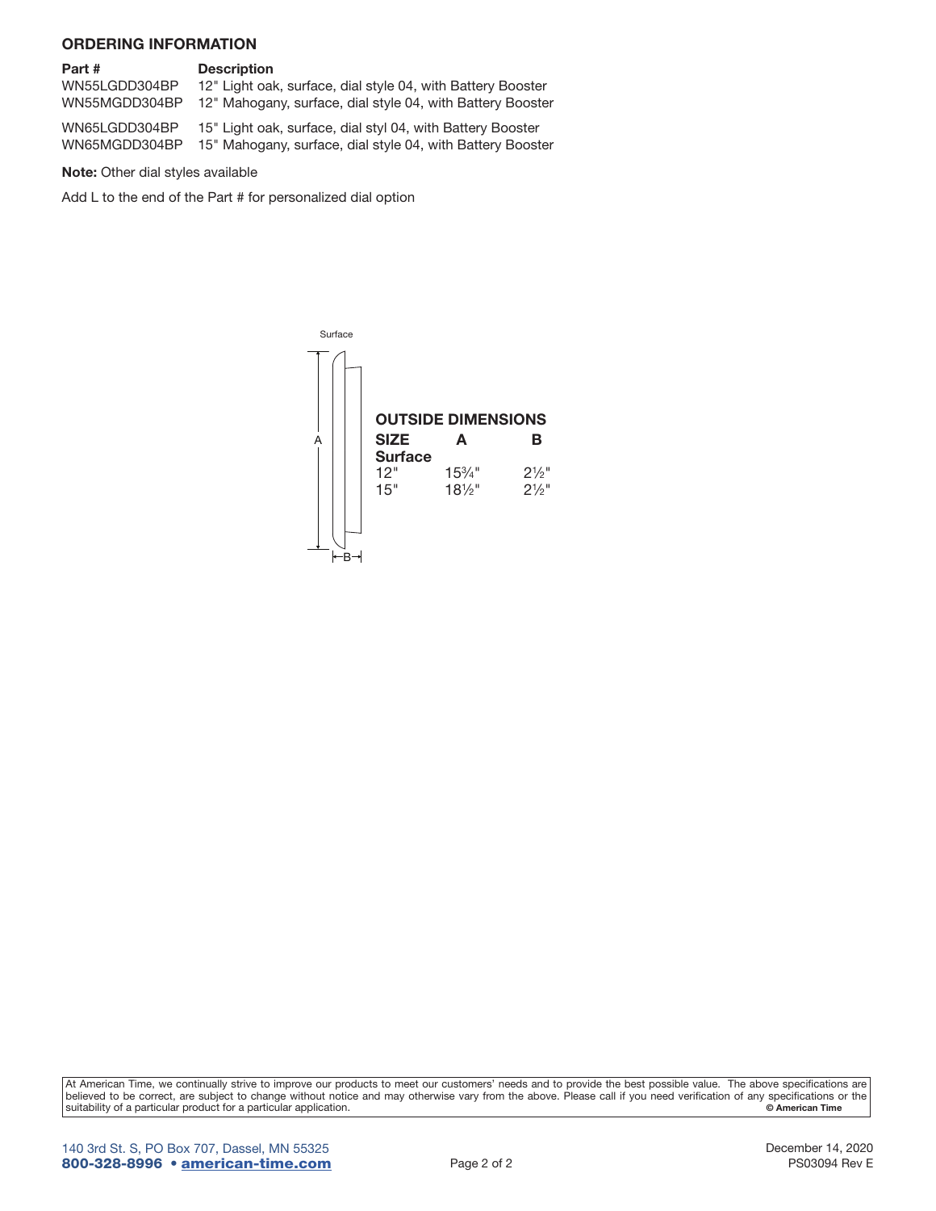## ORDERING INFORMATION

| Part # | Description |
|---|---|
| WN55LGDD304BP | 12" Light oak, surface, dial style 04, with Battery Booster |
| WN55MGDD304BP | 12" Mahogany, surface, dial style 04, with Battery Booster |
| WN65LGDD304BP | 15" Light oak, surface, dial styl 04, with Battery Booster |
| WN65MGDD304BP | 15" Mahogany, surface, dial style 04, with Battery Booster |

**Note:** Other dial styles available

Add L to the end of the Part # for personalized dial option

Surface

A

B

### OUTSIDE DIMENSIONS

| SIZE | A | B |
|---|---|---|
| **Surface** | | |
| 12" | 15¾" | 2½" |
| 15" | 18½" | 2½" |

At American Time, we continually strive to improve our products to meet our customers' needs and to provide the best possible value. The above specifications are believed to be correct, are subject to change without notice and may otherwise vary from the above. Please call if you need verification of any specifications or the suitability of a particular product for a particular application. **© American Time**

140 3rd St. S, PO Box 707, Dassel, MN 55325
**800-328-8996 • american-time.com**

December 14, 2020
PS03094 Rev E